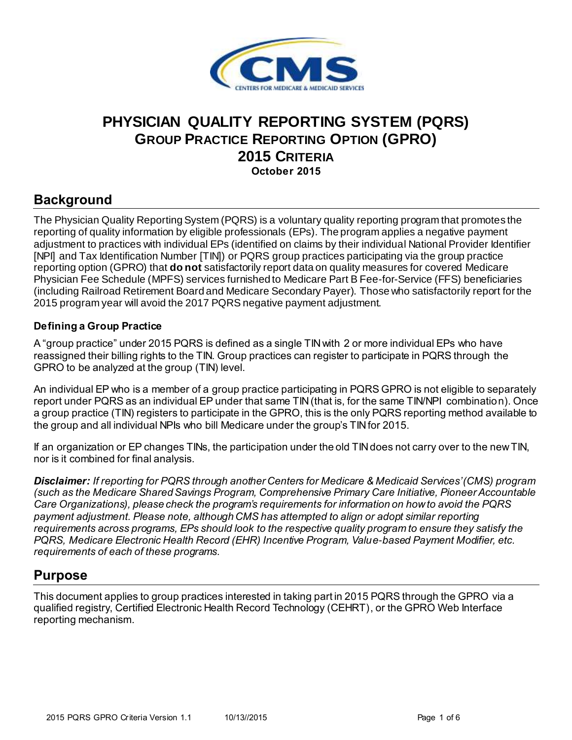# PHYSICIAN QUALITY REPORTING SYSTEM (PQRS)
## GROUP PRACTICE REPORTING OPTION (GPRO)
## 2015 CRITERIA

**October 2015**

## Background

The Physician Quality Reporting System (PQRS) is a voluntary quality reporting program that promotes the reporting of quality information by eligible professionals (EPs). The program applies a negative payment adjustment to practices with individual EPs (identified on claims by their individual National Provider Identifier [NPI] and Tax Identification Number [TIN]) or PQRS group practices participating via the group practice reporting option (GPRO) that **do not** satisfactorily report data on quality measures for covered Medicare Physician Fee Schedule (MPFS) services furnished to Medicare Part B Fee-for-Service (FFS) beneficiaries (including Railroad Retirement Board and Medicare Secondary Payer). Those who satisfactorily report for the 2015 program year will avoid the 2017 PQRS negative payment adjustment.

### Defining a Group Practice

A "group practice" under 2015 PQRS is defined as a single TIN with 2 or more individual EPs who have reassigned their billing rights to the TIN. Group practices can register to participate in PQRS through the GPRO to be analyzed at the group (TIN) level.

An individual EP who is a member of a group practice participating in PQRS GPRO is not eligible to separately report under PQRS as an individual EP under that same TIN (that is, for the same TIN/NPI combination). Once a group practice (TIN) registers to participate in the GPRO, this is the only PQRS reporting method available to the group and all individual NPIs who bill Medicare under the group's TIN for 2015.

If an organization or EP changes TINs, the participation under the old TIN does not carry over to the new TIN, nor is it combined for final analysis.

***Disclaimer:*** *If reporting for PQRS through another Centers for Medicare & Medicaid Services' (CMS) program (such as the Medicare Shared Savings Program, Comprehensive Primary Care Initiative, Pioneer Accountable Care Organizations), please check the program's requirements for information on how to avoid the PQRS payment adjustment. Please note, although CMS has attempted to align or adopt similar reporting requirements across programs, EPs should look to the respective quality program to ensure they satisfy the PQRS, Medicare Electronic Health Record (EHR) Incentive Program, Value-based Payment Modifier, etc. requirements of each of these programs.*

## Purpose

This document applies to group practices interested in taking part in 2015 PQRS through the GPRO via a qualified registry, Certified Electronic Health Record Technology (CEHRT), or the GPRO Web Interface reporting mechanism.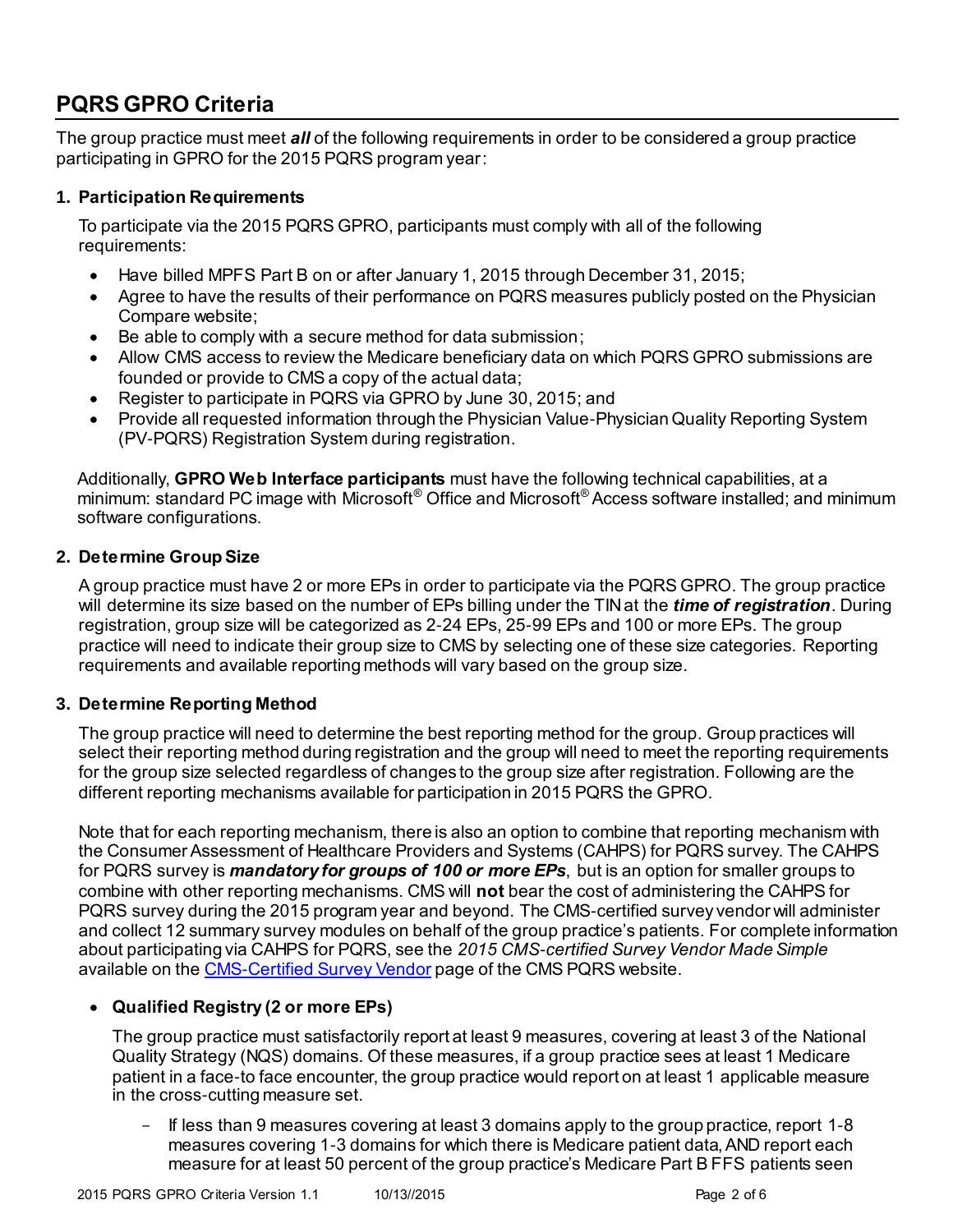## PQRS GPRO Criteria

The group practice must meet ***all*** of the following requirements in order to be considered a group practice participating in GPRO for the 2015 PQRS program year:

1. **Participation Requirements**

   To participate via the 2015 PQRS GPRO, participants must comply with all of the following requirements:

   - Have billed MPFS Part B on or after January 1, 2015 through December 31, 2015;
   - Agree to have the results of their performance on PQRS measures publicly posted on the Physician Compare website;
   - Be able to comply with a secure method for data submission;
   - Allow CMS access to review the Medicare beneficiary data on which PQRS GPRO submissions are founded or provide to CMS a copy of the actual data;
   - Register to participate in PQRS via GPRO by June 30, 2015; and
   - Provide all requested information through the Physician Value-Physician Quality Reporting System (PV-PQRS) Registration System during registration.

   Additionally, **GPRO Web Interface participants** must have the following technical capabilities, at a minimum: standard PC image with Microsoft® Office and Microsoft® Access software installed; and minimum software configurations.

2. **Determine Group Size**

   A group practice must have 2 or more EPs in order to participate via the PQRS GPRO. The group practice will determine its size based on the number of EPs billing under the TIN at the ***time of registration***. During registration, group size will be categorized as 2-24 EPs, 25-99 EPs and 100 or more EPs. The group practice will need to indicate their group size to CMS by selecting one of these size categories. Reporting requirements and available reporting methods will vary based on the group size.

3. **Determine Reporting Method**

   The group practice will need to determine the best reporting method for the group. Group practices will select their reporting method during registration and the group will need to meet the reporting requirements for the group size selected regardless of changes to the group size after registration. Following are the different reporting mechanisms available for participation in 2015 PQRS the GPRO.

   Note that for each reporting mechanism, there is also an option to combine that reporting mechanism with the Consumer Assessment of Healthcare Providers and Systems (CAHPS) for PQRS survey. The CAHPS for PQRS survey is ***mandatory for groups of 100 or more EPs***, but is an option for smaller groups to combine with other reporting mechanisms. CMS will **not** bear the cost of administering the CAHPS for PQRS survey during the 2015 program year and beyond. The CMS-certified survey vendor will administer and collect 12 summary survey modules on behalf of the group practice's patients. For complete information about participating via CAHPS for PQRS, see the *2015 CMS-certified Survey Vendor Made Simple* available on the CMS-Certified Survey Vendor page of the CMS PQRS website.

   - **Qualified Registry (2 or more EPs)**

     The group practice must satisfactorily report at least 9 measures, covering at least 3 of the National Quality Strategy (NQS) domains. Of these measures, if a group practice sees at least 1 Medicare patient in a face-to face encounter, the group practice would report on at least 1 applicable measure in the cross-cutting measure set.

     - If less than 9 measures covering at least 3 domains apply to the group practice, report 1-8 measures covering 1-3 domains for which there is Medicare patient data, AND report each measure for at least 50 percent of the group practice's Medicare Part B FFS patients seen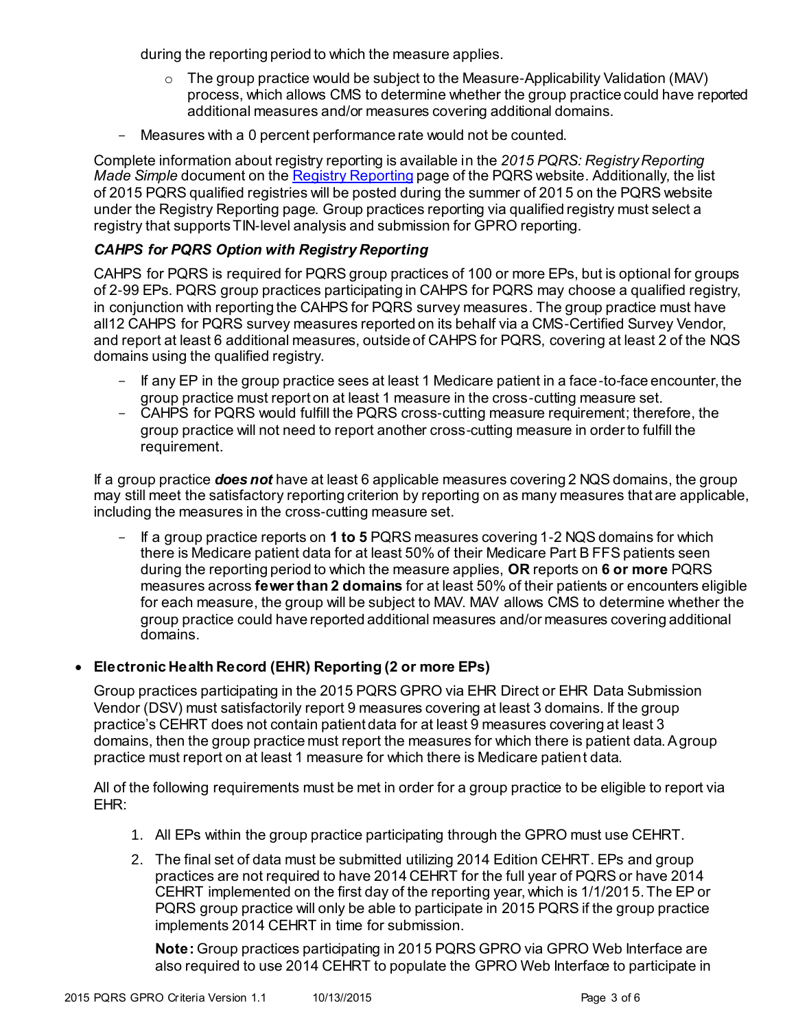during the reporting period to which the measure applies.

  - The group practice would be subject to the Measure-Applicability Validation (MAV) process, which allows CMS to determine whether the group practice could have reported additional measures and/or measures covering additional domains.

- Measures with a 0 percent performance rate would not be counted.

Complete information about registry reporting is available in the *2015 PQRS: Registry Reporting Made Simple* document on the Registry Reporting page of the PQRS website. Additionally, the list of 2015 PQRS qualified registries will be posted during the summer of 2015 on the PQRS website under the Registry Reporting page. Group practices reporting via qualified registry must select a registry that supports TIN-level analysis and submission for GPRO reporting.

### *CAHPS for PQRS Option with Registry Reporting*

CAHPS for PQRS is required for PQRS group practices of 100 or more EPs, but is optional for groups of 2-99 EPs. PQRS group practices participating in CAHPS for PQRS may choose a qualified registry, in conjunction with reporting the CAHPS for PQRS survey measures. The group practice must have all12 CAHPS for PQRS survey measures reported on its behalf via a CMS-Certified Survey Vendor, and report at least 6 additional measures, outside of CAHPS for PQRS, covering at least 2 of the NQS domains using the qualified registry.

- If any EP in the group practice sees at least 1 Medicare patient in a face-to-face encounter, the group practice must report on at least 1 measure in the cross-cutting measure set.
- CAHPS for PQRS would fulfill the PQRS cross-cutting measure requirement; therefore, the group practice will not need to report another cross-cutting measure in order to fulfill the requirement.

If a group practice ***does not*** have at least 6 applicable measures covering 2 NQS domains, the group may still meet the satisfactory reporting criterion by reporting on as many measures that are applicable, including the measures in the cross-cutting measure set.

- If a group practice reports on **1 to 5** PQRS measures covering 1-2 NQS domains for which there is Medicare patient data for at least 50% of their Medicare Part B FFS patients seen during the reporting period to which the measure applies, **OR** reports on **6 or more** PQRS measures across **fewer than 2 domains** for at least 50% of their patients or encounters eligible for each measure, the group will be subject to MAV. MAV allows CMS to determine whether the group practice could have reported additional measures and/or measures covering additional domains.

- **Electronic Health Record (EHR) Reporting (2 or more EPs)**

  Group practices participating in the 2015 PQRS GPRO via EHR Direct or EHR Data Submission Vendor (DSV) must satisfactorily report 9 measures covering at least 3 domains. If the group practice's CEHRT does not contain patient data for at least 9 measures covering at least 3 domains, then the group practice must report the measures for which there is patient data. A group practice must report on at least 1 measure for which there is Medicare patient data.

  All of the following requirements must be met in order for a group practice to be eligible to report via EHR:

  1. All EPs within the group practice participating through the GPRO must use CEHRT.
  2. The final set of data must be submitted utilizing 2014 Edition CEHRT. EPs and group practices are not required to have 2014 CEHRT for the full year of PQRS or have 2014 CEHRT implemented on the first day of the reporting year, which is 1/1/2015. The EP or PQRS group practice will only be able to participate in 2015 PQRS if the group practice implements 2014 CEHRT in time for submission.

     **Note:** Group practices participating in 2015 PQRS GPRO via GPRO Web Interface are also required to use 2014 CEHRT to populate the GPRO Web Interface to participate in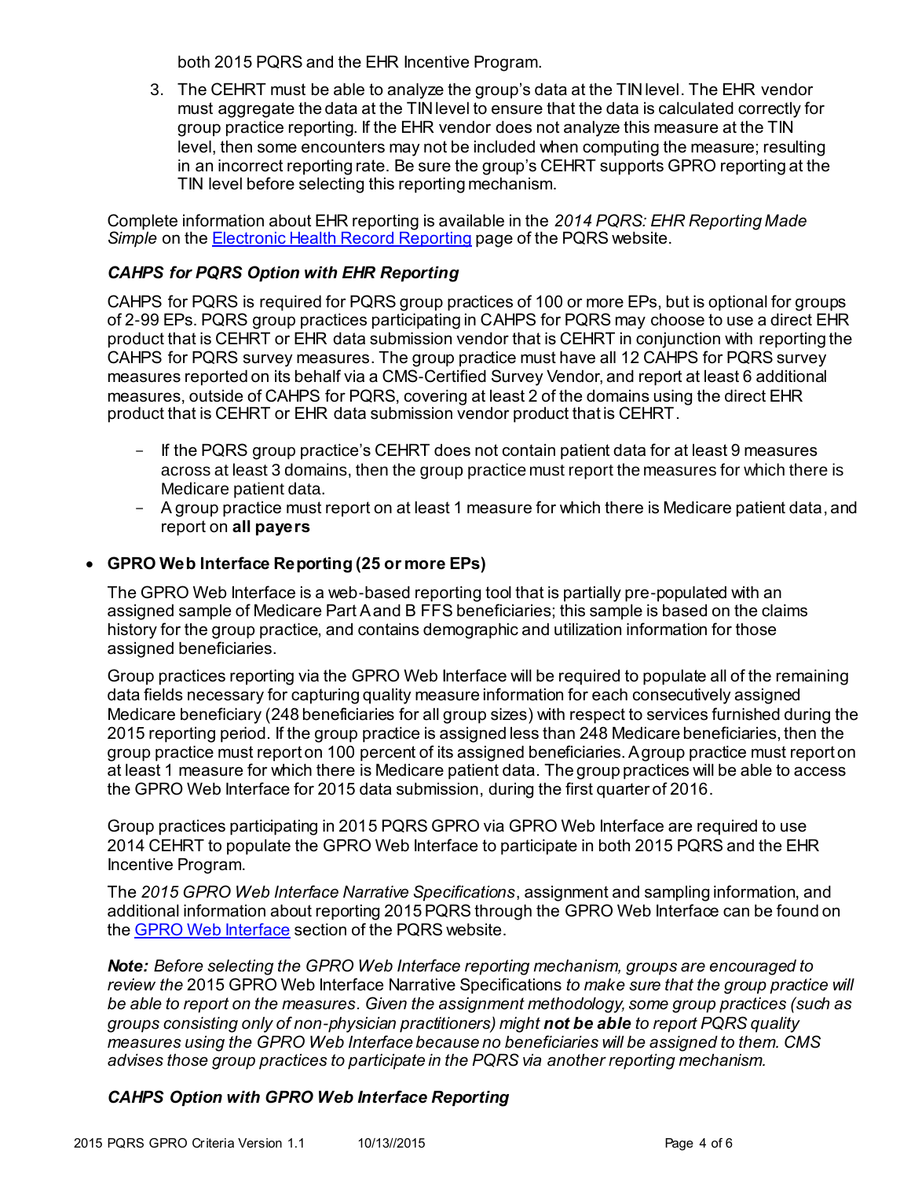both 2015 PQRS and the EHR Incentive Program.

3. The CEHRT must be able to analyze the group's data at the TIN level. The EHR vendor must aggregate the data at the TIN level to ensure that the data is calculated correctly for group practice reporting. If the EHR vendor does not analyze this measure at the TIN level, then some encounters may not be included when computing the measure; resulting in an incorrect reporting rate. Be sure the group's CEHRT supports GPRO reporting at the TIN level before selecting this reporting mechanism.

Complete information about EHR reporting is available in the *2014 PQRS: EHR Reporting Made Simple* on the Electronic Health Record Reporting page of the PQRS website.

***CAHPS for PQRS Option with EHR Reporting***

CAHPS for PQRS is required for PQRS group practices of 100 or more EPs, but is optional for groups of 2-99 EPs. PQRS group practices participating in CAHPS for PQRS may choose to use a direct EHR product that is CEHRT or EHR data submission vendor that is CEHRT in conjunction with reporting the CAHPS for PQRS survey measures. The group practice must have all 12 CAHPS for PQRS survey measures reported on its behalf via a CMS-Certified Survey Vendor, and report at least 6 additional measures, outside of CAHPS for PQRS, covering at least 2 of the domains using the direct EHR product that is CEHRT or EHR data submission vendor product that is CEHRT.

- If the PQRS group practice's CEHRT does not contain patient data for at least 9 measures across at least 3 domains, then the group practice must report the measures for which there is Medicare patient data.
- A group practice must report on at least 1 measure for which there is Medicare patient data, and report on **all payers**

- **GPRO Web Interface Reporting (25 or more EPs)**

  The GPRO Web Interface is a web-based reporting tool that is partially pre-populated with an assigned sample of Medicare Part A and B FFS beneficiaries; this sample is based on the claims history for the group practice, and contains demographic and utilization information for those assigned beneficiaries.

  Group practices reporting via the GPRO Web Interface will be required to populate all of the remaining data fields necessary for capturing quality measure information for each consecutively assigned Medicare beneficiary (248 beneficiaries for all group sizes) with respect to services furnished during the 2015 reporting period. If the group practice is assigned less than 248 Medicare beneficiaries, then the group practice must report on 100 percent of its assigned beneficiaries. A group practice must report on at least 1 measure for which there is Medicare patient data. The group practices will be able to access the GPRO Web Interface for 2015 data submission, during the first quarter of 2016.

  Group practices participating in 2015 PQRS GPRO via GPRO Web Interface are required to use 2014 CEHRT to populate the GPRO Web Interface to participate in both 2015 PQRS and the EHR Incentive Program.

  The *2015 GPRO Web Interface Narrative Specifications*, assignment and sampling information, and additional information about reporting 2015 PQRS through the GPRO Web Interface can be found on the GPRO Web Interface section of the PQRS website.

  ***Note:*** *Before selecting the GPRO Web Interface reporting mechanism, groups are encouraged to review the* 2015 GPRO Web Interface Narrative Specifications *to make sure that the group practice will be able to report on the measures. Given the assignment methodology, some group practices (such as groups consisting only of non-physician practitioners) might* ***not be able*** *to report PQRS quality measures using the GPRO Web Interface because no beneficiaries will be assigned to them. CMS advises those group practices to participate in the PQRS via another reporting mechanism.*

  ***CAHPS Option with GPRO Web Interface Reporting***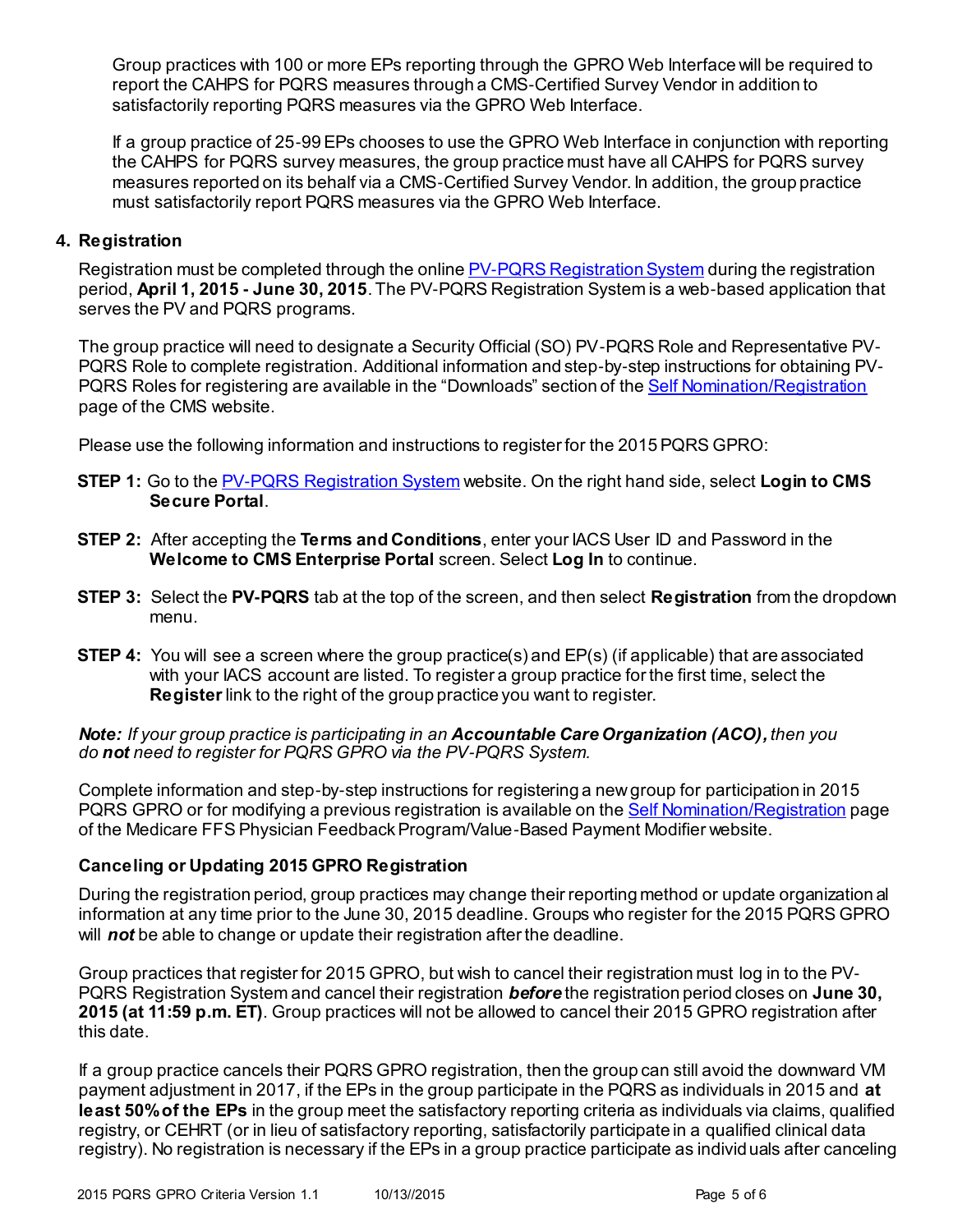Group practices with 100 or more EPs reporting through the GPRO Web Interface will be required to report the CAHPS for PQRS measures through a CMS-Certified Survey Vendor in addition to satisfactorily reporting PQRS measures via the GPRO Web Interface.

If a group practice of 25-99 EPs chooses to use the GPRO Web Interface in conjunction with reporting the CAHPS for PQRS survey measures, the group practice must have all CAHPS for PQRS survey measures reported on its behalf via a CMS-Certified Survey Vendor. In addition, the group practice must satisfactorily report PQRS measures via the GPRO Web Interface.

## 4. Registration

Registration must be completed through the online PV-PQRS Registration System during the registration period, **April 1, 2015 - June 30, 2015**. The PV-PQRS Registration System is a web-based application that serves the PV and PQRS programs.

The group practice will need to designate a Security Official (SO) PV-PQRS Role and Representative PV-PQRS Role to complete registration. Additional information and step-by-step instructions for obtaining PV-PQRS Roles for registering are available in the "Downloads" section of the Self Nomination/Registration page of the CMS website.

Please use the following information and instructions to register for the 2015 PQRS GPRO:

**STEP 1:** Go to the PV-PQRS Registration System website. On the right hand side, select **Login to CMS Secure Portal**.

**STEP 2:** After accepting the **Terms and Conditions**, enter your IACS User ID and Password in the **Welcome to CMS Enterprise Portal** screen. Select **Log In** to continue.

**STEP 3:** Select the **PV-PQRS** tab at the top of the screen, and then select **Registration** from the dropdown menu.

**STEP 4:** You will see a screen where the group practice(s) and EP(s) (if applicable) that are associated with your IACS account are listed. To register a group practice for the first time, select the **Register** link to the right of the group practice you want to register.

***Note:*** *If your group practice is participating in an **Accountable Care Organization (ACO),** then you do **not** need to register for PQRS GPRO via the PV-PQRS System.*

Complete information and step-by-step instructions for registering a new group for participation in 2015 PQRS GPRO or for modifying a previous registration is available on the Self Nomination/Registration page of the Medicare FFS Physician Feedback Program/Value-Based Payment Modifier website.

### Canceling or Updating 2015 GPRO Registration

During the registration period, group practices may change their reporting method or update organizational information at any time prior to the June 30, 2015 deadline. Groups who register for the 2015 PQRS GPRO will ***not*** be able to change or update their registration after the deadline.

Group practices that register for 2015 GPRO, but wish to cancel their registration must log in to the PV-PQRS Registration System and cancel their registration ***before*** the registration period closes on **June 30, 2015 (at 11:59 p.m. ET)**. Group practices will not be allowed to cancel their 2015 GPRO registration after this date.

If a group practice cancels their PQRS GPRO registration, then the group can still avoid the downward VM payment adjustment in 2017, if the EPs in the group participate in the PQRS as individuals in 2015 and **at least 50% of the EPs** in the group meet the satisfactory reporting criteria as individuals via claims, qualified registry, or CEHRT (or in lieu of satisfactory reporting, satisfactorily participate in a qualified clinical data registry). No registration is necessary if the EPs in a group practice participate as individuals after canceling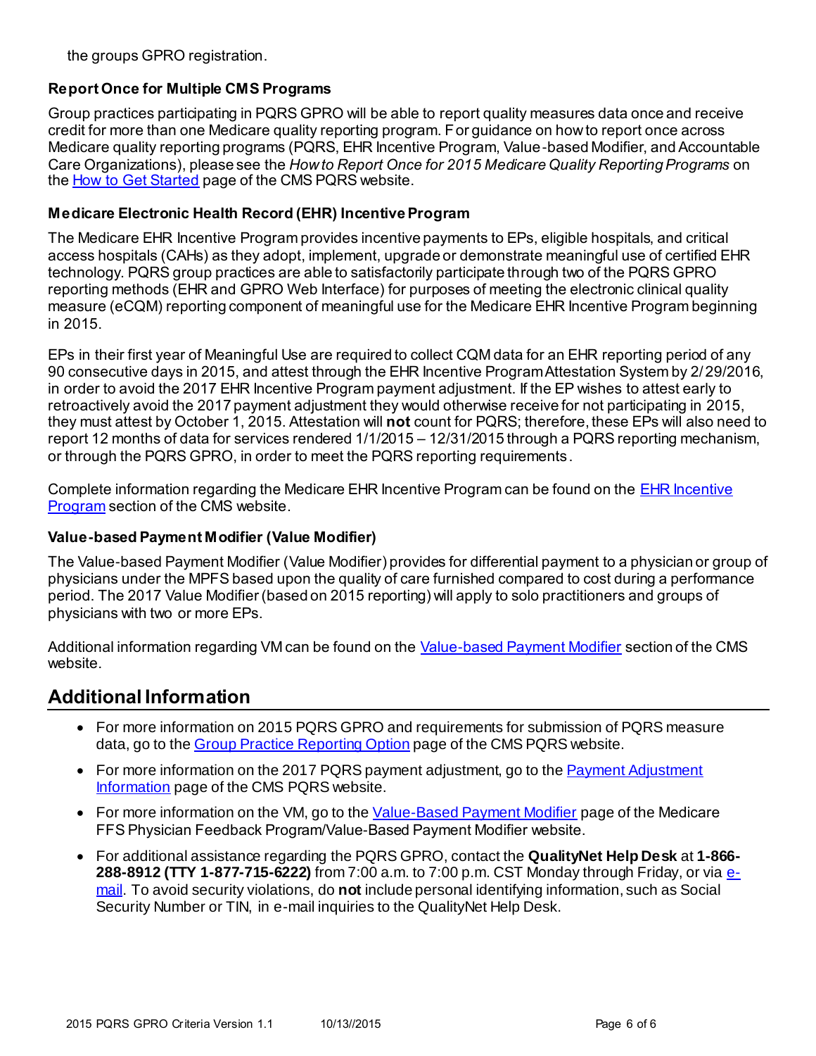the groups GPRO registration.

### Report Once for Multiple CMS Programs

Group practices participating in PQRS GPRO will be able to report quality measures data once and receive credit for more than one Medicare quality reporting program. For guidance on how to report once across Medicare quality reporting programs (PQRS, EHR Incentive Program, Value-based Modifier, and Accountable Care Organizations), please see the *How to Report Once for 2015 Medicare Quality Reporting Programs* on the How to Get Started page of the CMS PQRS website.

### Medicare Electronic Health Record (EHR) Incentive Program

The Medicare EHR Incentive Program provides incentive payments to EPs, eligible hospitals, and critical access hospitals (CAHs) as they adopt, implement, upgrade or demonstrate meaningful use of certified EHR technology. PQRS group practices are able to satisfactorily participate through two of the PQRS GPRO reporting methods (EHR and GPRO Web Interface) for purposes of meeting the electronic clinical quality measure (eCQM) reporting component of meaningful use for the Medicare EHR Incentive Program beginning in 2015.

EPs in their first year of Meaningful Use are required to collect CQM data for an EHR reporting period of any 90 consecutive days in 2015, and attest through the EHR Incentive Program Attestation System by 2/29/2016, in order to avoid the 2017 EHR Incentive Program payment adjustment. If the EP wishes to attest early to retroactively avoid the 2017 payment adjustment they would otherwise receive for not participating in 2015, they must attest by October 1, 2015. Attestation will **not** count for PQRS; therefore, these EPs will also need to report 12 months of data for services rendered 1/1/2015 – 12/31/2015 through a PQRS reporting mechanism, or through the PQRS GPRO, in order to meet the PQRS reporting requirements.

Complete information regarding the Medicare EHR Incentive Program can be found on the EHR Incentive Program section of the CMS website.

### Value-based Payment Modifier (Value Modifier)

The Value-based Payment Modifier (Value Modifier) provides for differential payment to a physician or group of physicians under the MPFS based upon the quality of care furnished compared to cost during a performance period. The 2017 Value Modifier (based on 2015 reporting) will apply to solo practitioners and groups of physicians with two or more EPs.

Additional information regarding VM can be found on the Value-based Payment Modifier section of the CMS website.

## Additional Information

- For more information on 2015 PQRS GPRO and requirements for submission of PQRS measure data, go to the Group Practice Reporting Option page of the CMS PQRS website.
- For more information on the 2017 PQRS payment adjustment, go to the Payment Adjustment Information page of the CMS PQRS website.
- For more information on the VM, go to the Value-Based Payment Modifier page of the Medicare FFS Physician Feedback Program/Value-Based Payment Modifier website.
- For additional assistance regarding the PQRS GPRO, contact the **QualityNet Help Desk** at **1-866-288-8912 (TTY 1-877-715-6222)** from 7:00 a.m. to 7:00 p.m. CST Monday through Friday, or via e-mail. To avoid security violations, do **not** include personal identifying information, such as Social Security Number or TIN, in e-mail inquiries to the QualityNet Help Desk.